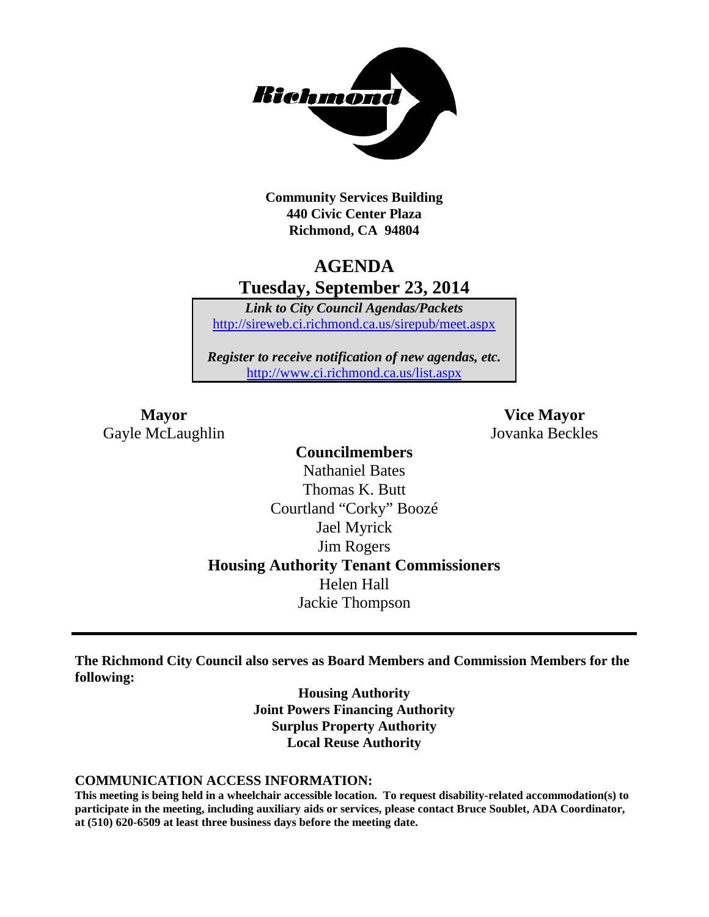**Community Services Building**
**440 Civic Center Plaza**
**Richmond, CA 94804**

# AGENDA
## Tuesday, September 23, 2014

***Link to City Council Agendas/Packets***
http://sireweb.ci.richmond.ca.us/sirepub/meet.aspx

***Register to receive notification of new agendas, etc.***
http://www.ci.richmond.ca.us/list.aspx

**Mayor**
Gayle McLaughlin

**Vice Mayor**
Jovanka Beckles

**Councilmembers**
Nathaniel Bates
Thomas K. Butt
Courtland "Corky" Boozé
Jael Myrick
Jim Rogers

**Housing Authority Tenant Commissioners**
Helen Hall
Jackie Thompson

---

**The Richmond City Council also serves as Board Members and Commission Members for the following:**

**Housing Authority**
**Joint Powers Financing Authority**
**Surplus Property Authority**
**Local Reuse Authority**

**COMMUNICATION ACCESS INFORMATION:**
**This meeting is being held in a wheelchair accessible location. To request disability-related accommodation(s) to participate in the meeting, including auxiliary aids or services, please contact Bruce Soublet, ADA Coordinator, at (510) 620-6509 at least three business days before the meeting date.**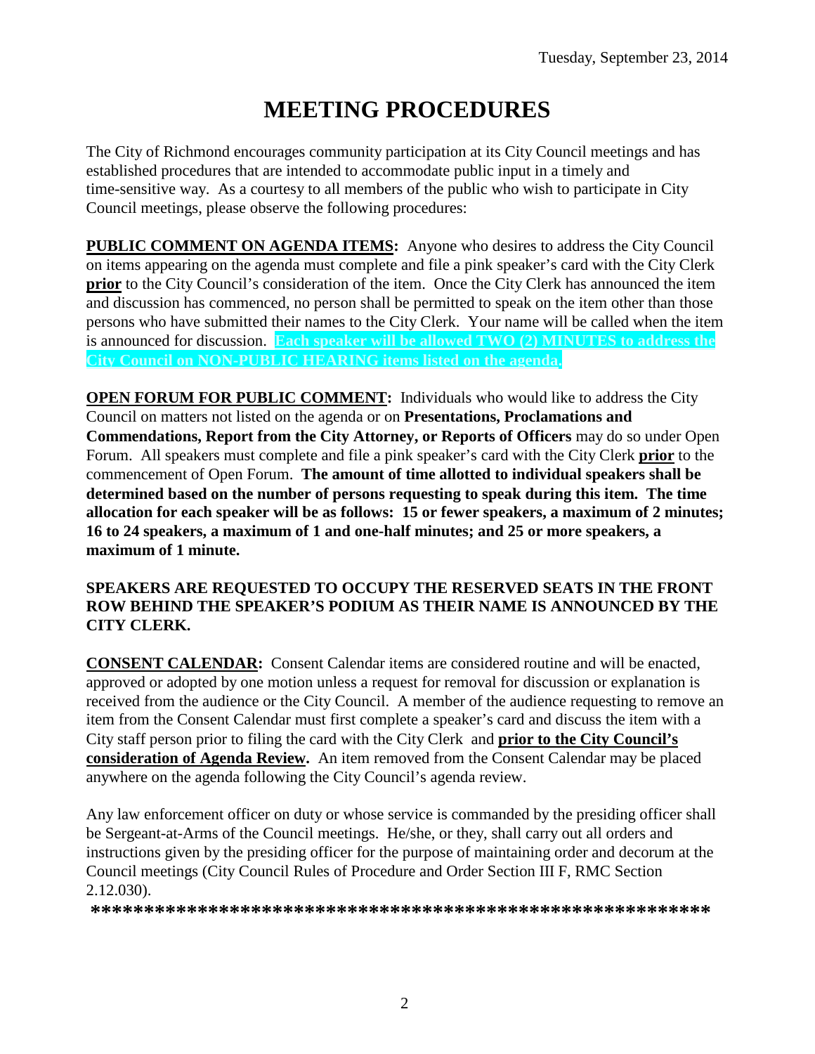Tuesday, September 23, 2014

# MEETING PROCEDURES

The City of Richmond encourages community participation at its City Council meetings and has established procedures that are intended to accommodate public input in a timely and time-sensitive way. As a courtesy to all members of the public who wish to participate in City Council meetings, please observe the following procedures:

**PUBLIC COMMENT ON AGENDA ITEMS:** Anyone who desires to address the City Council on items appearing on the agenda must complete and file a pink speaker's card with the City Clerk **prior** to the City Council's consideration of the item. Once the City Clerk has announced the item and discussion has commenced, no person shall be permitted to speak on the item other than those persons who have submitted their names to the City Clerk. Your name will be called when the item is announced for discussion. **Each speaker will be allowed TWO (2) MINUTES to address the City Council on NON-PUBLIC HEARING items listed on the agenda.**

**OPEN FORUM FOR PUBLIC COMMENT:** Individuals who would like to address the City Council on matters not listed on the agenda or on **Presentations, Proclamations and Commendations, Report from the City Attorney, or Reports of Officers** may do so under Open Forum. All speakers must complete and file a pink speaker's card with the City Clerk **prior** to the commencement of Open Forum. **The amount of time allotted to individual speakers shall be determined based on the number of persons requesting to speak during this item. The time allocation for each speaker will be as follows: 15 or fewer speakers, a maximum of 2 minutes; 16 to 24 speakers, a maximum of 1 and one-half minutes; and 25 or more speakers, a maximum of 1 minute.**

**SPEAKERS ARE REQUESTED TO OCCUPY THE RESERVED SEATS IN THE FRONT ROW BEHIND THE SPEAKER'S PODIUM AS THEIR NAME IS ANNOUNCED BY THE CITY CLERK.**

**CONSENT CALENDAR:** Consent Calendar items are considered routine and will be enacted, approved or adopted by one motion unless a request for removal for discussion or explanation is received from the audience or the City Council. A member of the audience requesting to remove an item from the Consent Calendar must first complete a speaker's card and discuss the item with a City staff person prior to filing the card with the City Clerk and **prior to the City Council's consideration of Agenda Review.** An item removed from the Consent Calendar may be placed anywhere on the agenda following the City Council's agenda review.

Any law enforcement officer on duty or whose service is commanded by the presiding officer shall be Sergeant-at-Arms of the Council meetings. He/she, or they, shall carry out all orders and instructions given by the presiding officer for the purpose of maintaining order and decorum at the Council meetings (City Council Rules of Procedure and Order Section III F, RMC Section 2.12.030).

**\*\*\*\*\*\*\*\*\*\*\*\*\*\*\*\*\*\*\*\*\*\*\*\*\*\*\*\*\*\*\*\*\*\*\*\*\*\*\*\*\*\*\*\*\*\*\*\*\*\*\*\*\*\*\*\*\*\*\*\***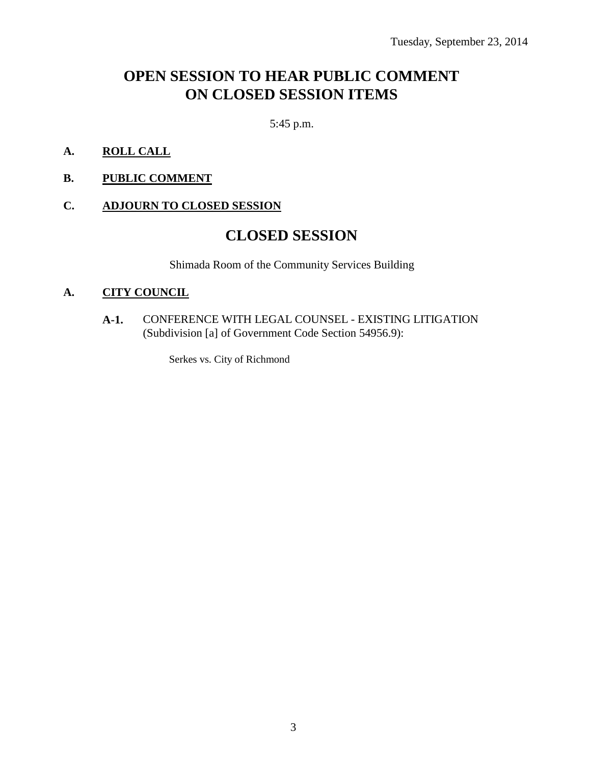Tuesday, September 23, 2014

# OPEN SESSION TO HEAR PUBLIC COMMENT ON CLOSED SESSION ITEMS

5:45 p.m.

**A. ROLL CALL**

**B. PUBLIC COMMENT**

**C. ADJOURN TO CLOSED SESSION**

# CLOSED SESSION

Shimada Room of the Community Services Building

**A. CITY COUNCIL**

**A-1.** CONFERENCE WITH LEGAL COUNSEL - EXISTING LITIGATION (Subdivision [a] of Government Code Section 54956.9):

Serkes vs. City of Richmond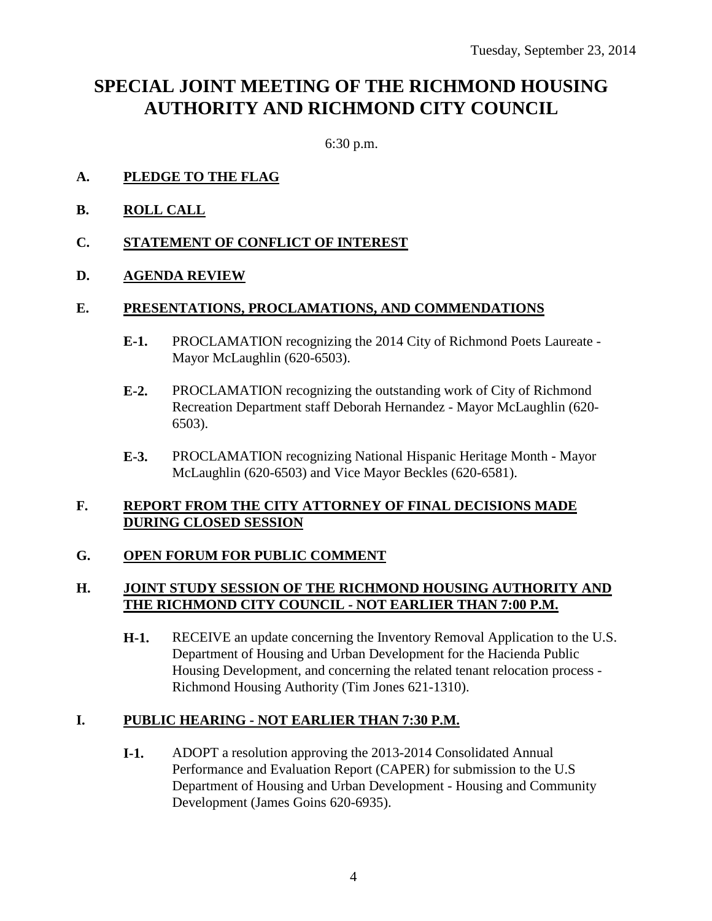Tuesday, September 23, 2014

# SPECIAL JOINT MEETING OF THE RICHMOND HOUSING AUTHORITY AND RICHMOND CITY COUNCIL

6:30 p.m.

**A. PLEDGE TO THE FLAG**

**B. ROLL CALL**

**C. STATEMENT OF CONFLICT OF INTEREST**

**D. AGENDA REVIEW**

**E. PRESENTATIONS, PROCLAMATIONS, AND COMMENDATIONS**

- **E-1.** PROCLAMATION recognizing the 2014 City of Richmond Poets Laureate - Mayor McLaughlin (620-6503).

- **E-2.** PROCLAMATION recognizing the outstanding work of City of Richmond Recreation Department staff Deborah Hernandez - Mayor McLaughlin (620-6503).

- **E-3.** PROCLAMATION recognizing National Hispanic Heritage Month - Mayor McLaughlin (620-6503) and Vice Mayor Beckles (620-6581).

**F. REPORT FROM THE CITY ATTORNEY OF FINAL DECISIONS MADE DURING CLOSED SESSION**

**G. OPEN FORUM FOR PUBLIC COMMENT**

**H. JOINT STUDY SESSION OF THE RICHMOND HOUSING AUTHORITY AND THE RICHMOND CITY COUNCIL - NOT EARLIER THAN 7:00 P.M.**

- **H-1.** RECEIVE an update concerning the Inventory Removal Application to the U.S. Department of Housing and Urban Development for the Hacienda Public Housing Development, and concerning the related tenant relocation process - Richmond Housing Authority (Tim Jones 621-1310).

**I. PUBLIC HEARING - NOT EARLIER THAN 7:30 P.M.**

- **I-1.** ADOPT a resolution approving the 2013-2014 Consolidated Annual Performance and Evaluation Report (CAPER) for submission to the U.S Department of Housing and Urban Development - Housing and Community Development (James Goins 620-6935).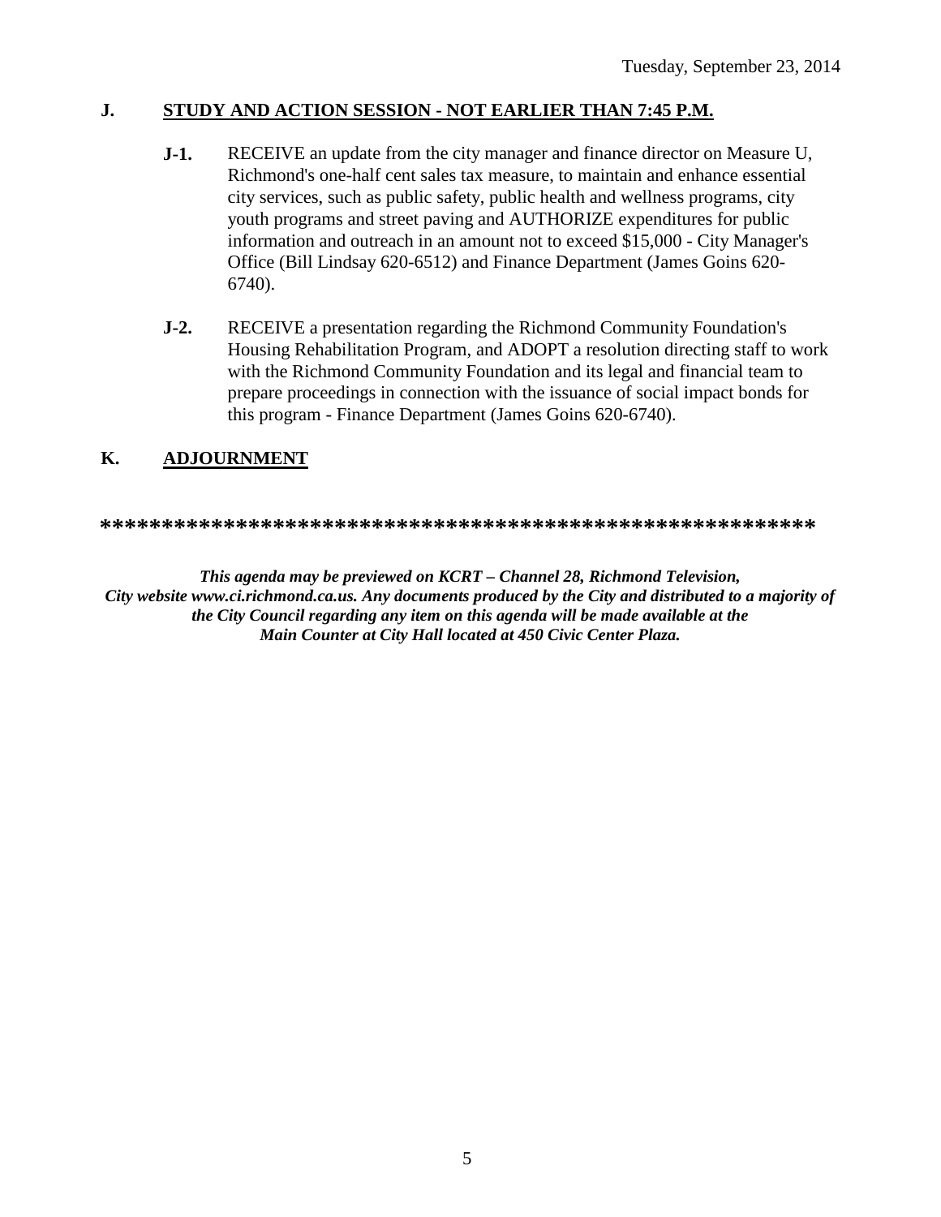Tuesday, September 23, 2014

## J. STUDY AND ACTION SESSION - NOT EARLIER THAN 7:45 P.M.

**J-1.** RECEIVE an update from the city manager and finance director on Measure U, Richmond's one-half cent sales tax measure, to maintain and enhance essential city services, such as public safety, public health and wellness programs, city youth programs and street paving and AUTHORIZE expenditures for public information and outreach in an amount not to exceed $15,000 - City Manager's Office (Bill Lindsay 620-6512) and Finance Department (James Goins 620-6740).

**J-2.** RECEIVE a presentation regarding the Richmond Community Foundation's Housing Rehabilitation Program, and ADOPT a resolution directing staff to work with the Richmond Community Foundation and its legal and financial team to prepare proceedings in connection with the issuance of social impact bonds for this program - Finance Department (James Goins 620-6740).

## K. ADJOURNMENT

**********************************************************

***This agenda may be previewed on KCRT – Channel 28, Richmond Television, City website www.ci.richmond.ca.us. Any documents produced by the City and distributed to a majority of the City Council regarding any item on this agenda will be made available at the Main Counter at City Hall located at 450 Civic Center Plaza.***